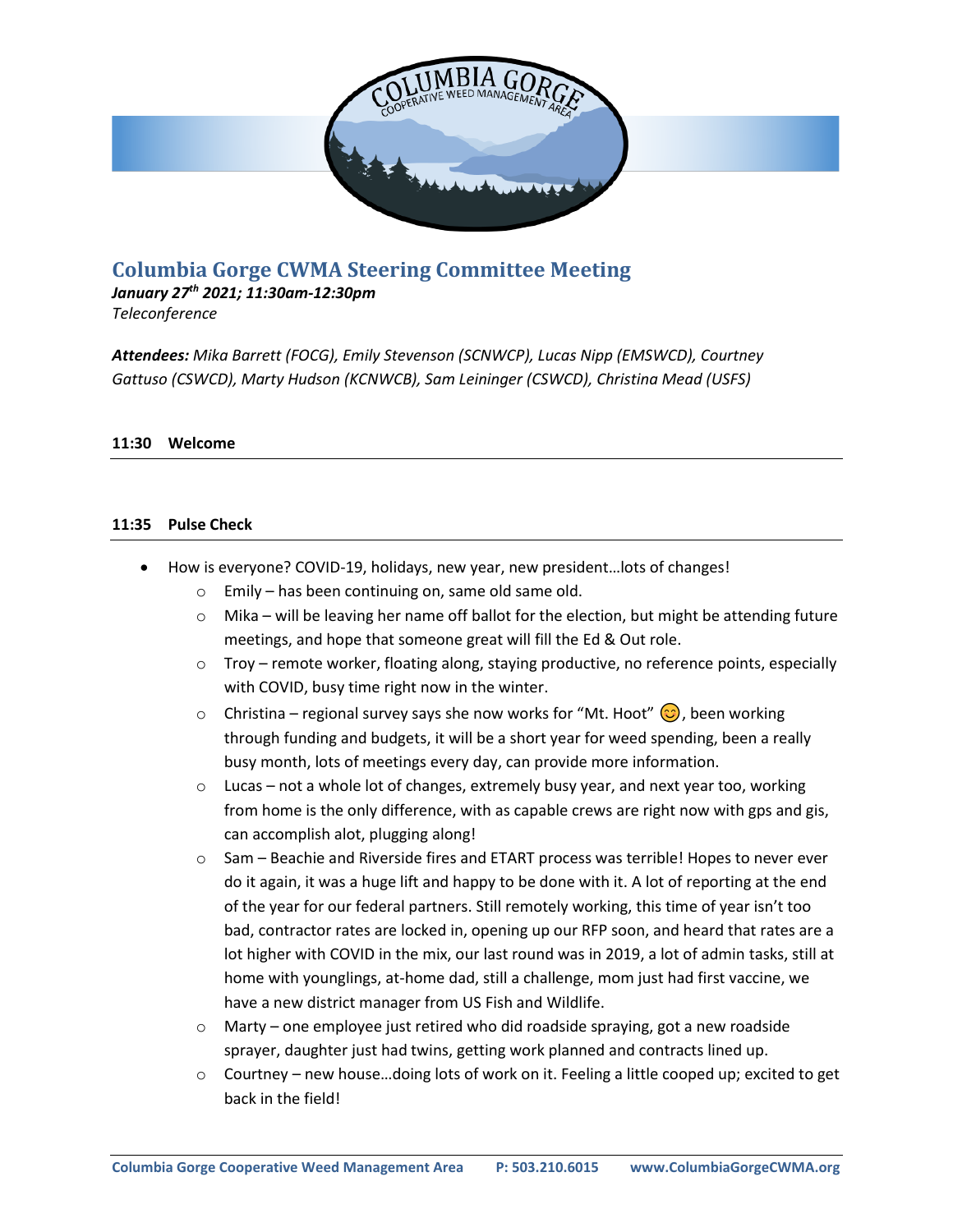# Columbia Gorge CWMA Steering Committee Meeting

***January 27th 2021; 11:30am-12:30pm***
*Teleconference*

***Attendees:*** *Mika Barrett (FOCG), Emily Stevenson (SCNWCP), Lucas Nipp (EMSWCD), Courtney Gattuso (CSWCD), Marty Hudson (KCNWCB), Sam Leininger (CSWCD), Christina Mead (USFS)*

**11:30 Welcome**

**11:35 Pulse Check**

- How is everyone? COVID-19, holidays, new year, new president…lots of changes!
  - Emily – has been continuing on, same old same old.
  - Mika – will be leaving her name off ballot for the election, but might be attending future meetings, and hope that someone great will fill the Ed & Out role.
  - Troy – remote worker, floating along, staying productive, no reference points, especially with COVID, busy time right now in the winter.
  - Christina – regional survey says she now works for "Mt. Hoot" 😊, been working through funding and budgets, it will be a short year for weed spending, been a really busy month, lots of meetings every day, can provide more information.
  - Lucas – not a whole lot of changes, extremely busy year, and next year too, working from home is the only difference, with as capable crews are right now with gps and gis, can accomplish alot, plugging along!
  - Sam – Beachie and Riverside fires and ETART process was terrible! Hopes to never ever do it again, it was a huge lift and happy to be done with it. A lot of reporting at the end of the year for our federal partners. Still remotely working, this time of year isn't too bad, contractor rates are locked in, opening up our RFP soon, and heard that rates are a lot higher with COVID in the mix, our last round was in 2019, a lot of admin tasks, still at home with younglings, at-home dad, still a challenge, mom just had first vaccine, we have a new district manager from US Fish and Wildlife.
  - Marty – one employee just retired who did roadside spraying, got a new roadside sprayer, daughter just had twins, getting work planned and contracts lined up.
  - Courtney – new house…doing lots of work on it. Feeling a little cooped up; excited to get back in the field!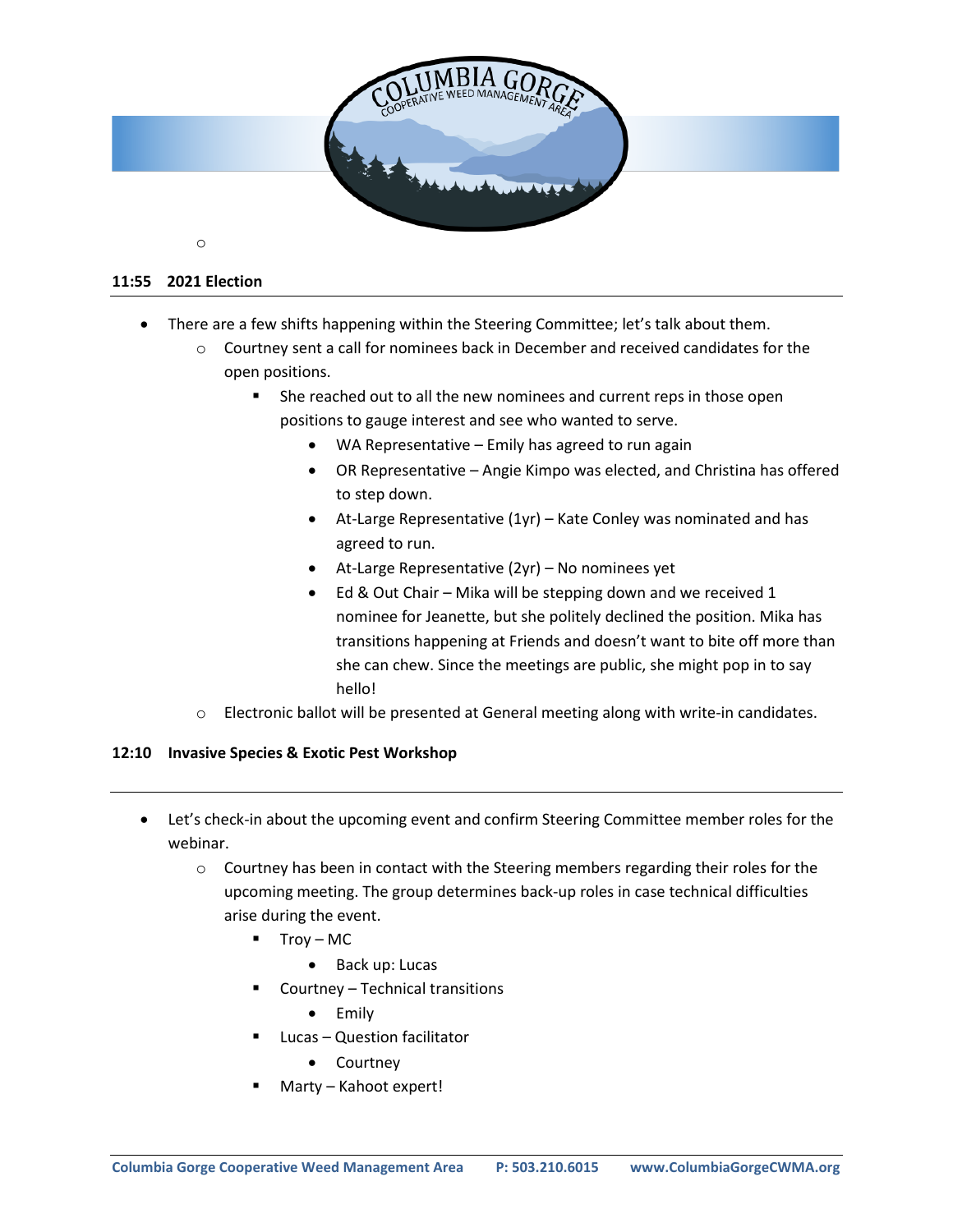## 11:55 2021 Election

- There are a few shifts happening within the Steering Committee; let's talk about them.
  - Courtney sent a call for nominees back in December and received candidates for the open positions.
    - She reached out to all the new nominees and current reps in those open positions to gauge interest and see who wanted to serve.
      - WA Representative – Emily has agreed to run again
      - OR Representative – Angie Kimpo was elected, and Christina has offered to step down.
      - At-Large Representative (1yr) – Kate Conley was nominated and has agreed to run.
      - At-Large Representative (2yr) – No nominees yet
      - Ed & Out Chair – Mika will be stepping down and we received 1 nominee for Jeanette, but she politely declined the position. Mika has transitions happening at Friends and doesn't want to bite off more than she can chew. Since the meetings are public, she might pop in to say hello!
  - Electronic ballot will be presented at General meeting along with write-in candidates.

## 12:10 Invasive Species & Exotic Pest Workshop

- Let's check-in about the upcoming event and confirm Steering Committee member roles for the webinar.
  - Courtney has been in contact with the Steering members regarding their roles for the upcoming meeting. The group determines back-up roles in case technical difficulties arise during the event.
    - Troy – MC
      - Back up: Lucas
    - Courtney – Technical transitions
      - Emily
    - Lucas – Question facilitator
      - Courtney
    - Marty – Kahoot expert!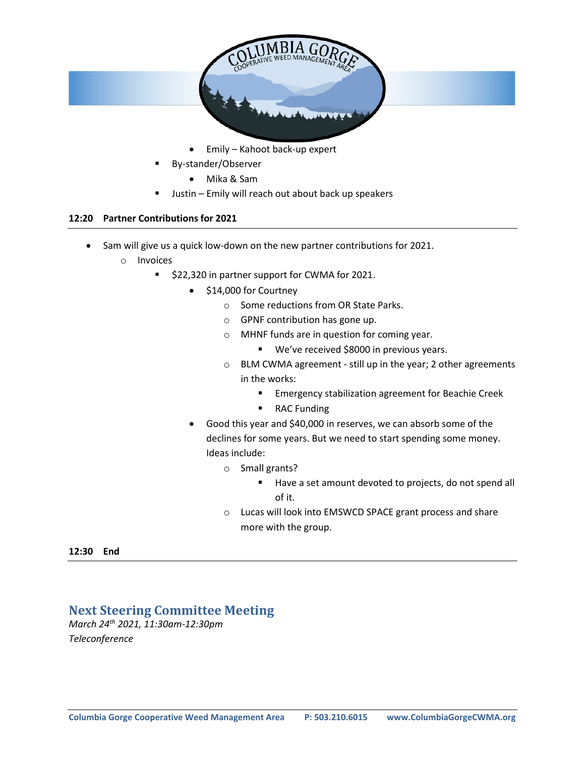- Emily – Kahoot back-up expert
        - By-stander/Observer
            - Mika & Sam
        - Justin – Emily will reach out about back up speakers

**12:20 Partner Contributions for 2021**

- Sam will give us a quick low-down on the new partner contributions for 2021.
    - Invoices
        - $22,320 in partner support for CWMA for 2021.
            - $14,000 for Courtney
                - Some reductions from OR State Parks.
                - GPNF contribution has gone up.
                - MHNF funds are in question for coming year.
                    - We've received $8000 in previous years.
                - BLM CWMA agreement - still up in the year; 2 other agreements in the works:
                    - Emergency stabilization agreement for Beachie Creek
                    - RAC Funding
            - Good this year and $40,000 in reserves, we can absorb some of the declines for some years. But we need to start spending some money. Ideas include:
                - Small grants?
                    - Have a set amount devoted to projects, do not spend all of it.
                - Lucas will look into EMSWCD SPACE grant process and share more with the group.

**12:30 End**

## Next Steering Committee Meeting

*March 24th 2021, 11:30am-12:30pm*

*Teleconference*